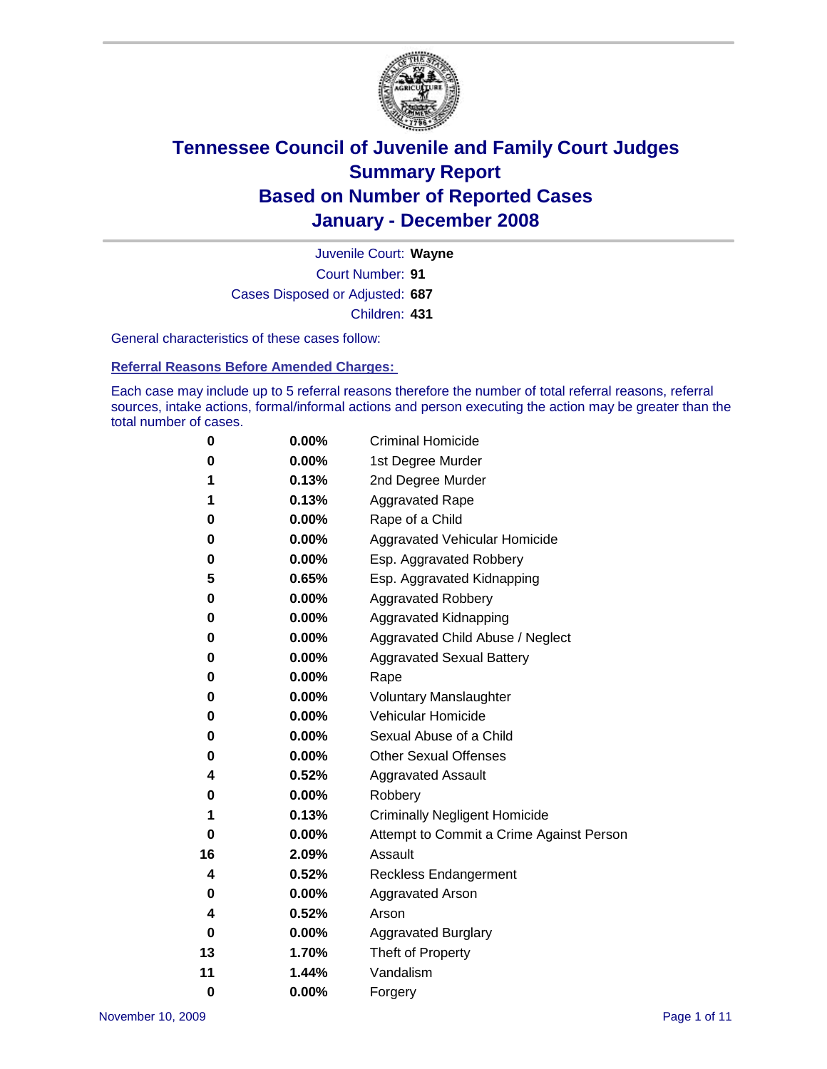# Tennessee Council of Juvenile and Family Court Judges
## Summary Report
## Based on Number of Reported Cases
## January - December 2008

Juvenile Court: **Wayne**
Court Number: **91**
Cases Disposed or Adjusted: **687**
Children: **431**

General characteristics of these cases follow:

### Referral Reasons Before Amended Charges:

Each case may include up to 5 referral reasons therefore the number of total referral reasons, referral sources, intake actions, formal/informal actions and person executing the action may be greater than the total number of cases.

| | | |
|---|---|---|
| 0 | 0.00% | Criminal Homicide |
| 0 | 0.00% | 1st Degree Murder |
| 1 | 0.13% | 2nd Degree Murder |
| 1 | 0.13% | Aggravated Rape |
| 0 | 0.00% | Rape of a Child |
| 0 | 0.00% | Aggravated Vehicular Homicide |
| 0 | 0.00% | Esp. Aggravated Robbery |
| 5 | 0.65% | Esp. Aggravated Kidnapping |
| 0 | 0.00% | Aggravated Robbery |
| 0 | 0.00% | Aggravated Kidnapping |
| 0 | 0.00% | Aggravated Child Abuse / Neglect |
| 0 | 0.00% | Aggravated Sexual Battery |
| 0 | 0.00% | Rape |
| 0 | 0.00% | Voluntary Manslaughter |
| 0 | 0.00% | Vehicular Homicide |
| 0 | 0.00% | Sexual Abuse of a Child |
| 0 | 0.00% | Other Sexual Offenses |
| 4 | 0.52% | Aggravated Assault |
| 0 | 0.00% | Robbery |
| 1 | 0.13% | Criminally Negligent Homicide |
| 0 | 0.00% | Attempt to Commit a Crime Against Person |
| 16 | 2.09% | Assault |
| 4 | 0.52% | Reckless Endangerment |
| 0 | 0.00% | Aggravated Arson |
| 4 | 0.52% | Arson |
| 0 | 0.00% | Aggravated Burglary |
| 13 | 1.70% | Theft of Property |
| 11 | 1.44% | Vandalism |
| 0 | 0.00% | Forgery |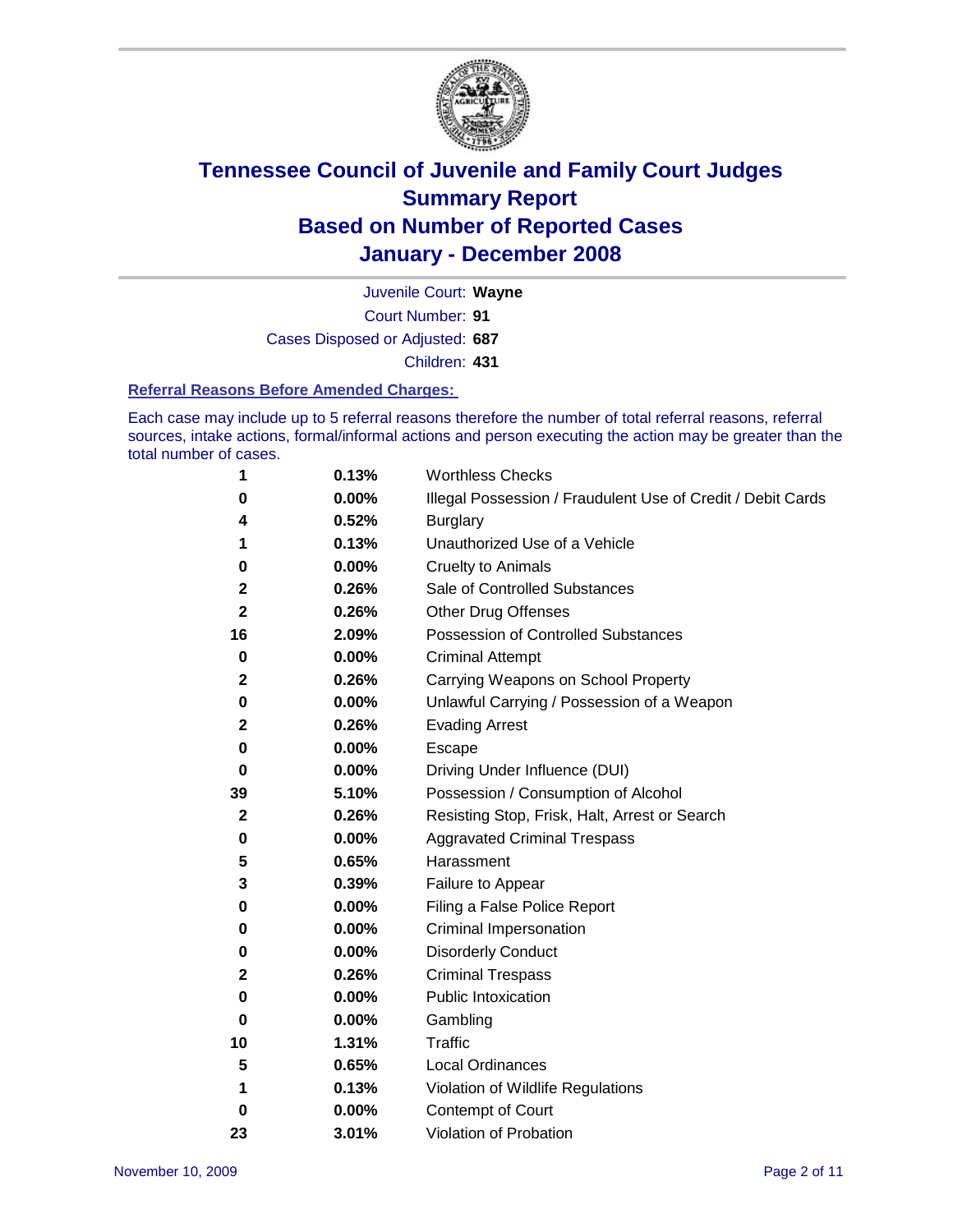# Tennessee Council of Juvenile and Family Court Judges
## Summary Report
## Based on Number of Reported Cases
## January - December 2008

Juvenile Court: **Wayne**

Court Number: **91**

Cases Disposed or Adjusted: **687**

Children: **431**

### Referral Reasons Before Amended Charges:

Each case may include up to 5 referral reasons therefore the number of total referral reasons, referral sources, intake actions, formal/informal actions and person executing the action may be greater than the total number of cases.

| | | |
|---|---|---|
| 1 | 0.13% | Worthless Checks |
| 0 | 0.00% | Illegal Possession / Fraudulent Use of Credit / Debit Cards |
| 4 | 0.52% | Burglary |
| 1 | 0.13% | Unauthorized Use of a Vehicle |
| 0 | 0.00% | Cruelty to Animals |
| 2 | 0.26% | Sale of Controlled Substances |
| 2 | 0.26% | Other Drug Offenses |
| 16 | 2.09% | Possession of Controlled Substances |
| 0 | 0.00% | Criminal Attempt |
| 2 | 0.26% | Carrying Weapons on School Property |
| 0 | 0.00% | Unlawful Carrying / Possession of a Weapon |
| 2 | 0.26% | Evading Arrest |
| 0 | 0.00% | Escape |
| 0 | 0.00% | Driving Under Influence (DUI) |
| 39 | 5.10% | Possession / Consumption of Alcohol |
| 2 | 0.26% | Resisting Stop, Frisk, Halt, Arrest or Search |
| 0 | 0.00% | Aggravated Criminal Trespass |
| 5 | 0.65% | Harassment |
| 3 | 0.39% | Failure to Appear |
| 0 | 0.00% | Filing a False Police Report |
| 0 | 0.00% | Criminal Impersonation |
| 0 | 0.00% | Disorderly Conduct |
| 2 | 0.26% | Criminal Trespass |
| 0 | 0.00% | Public Intoxication |
| 0 | 0.00% | Gambling |
| 10 | 1.31% | Traffic |
| 5 | 0.65% | Local Ordinances |
| 1 | 0.13% | Violation of Wildlife Regulations |
| 0 | 0.00% | Contempt of Court |
| 23 | 3.01% | Violation of Probation |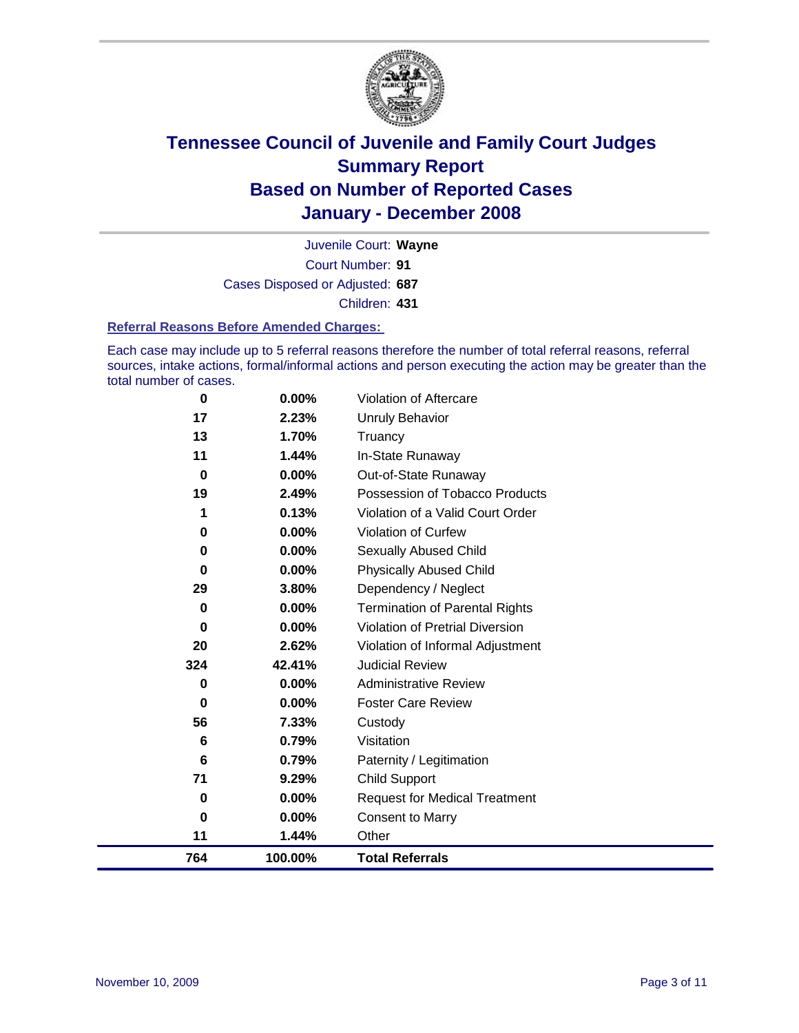# Tennessee Council of Juvenile and Family Court Judges
## Summary Report
## Based on Number of Reported Cases
## January - December 2008

Juvenile Court: **Wayne**

Court Number: **91**

Cases Disposed or Adjusted: **687**

Children: **431**

### Referral Reasons Before Amended Charges:

Each case may include up to 5 referral reasons therefore the number of total referral reasons, referral sources, intake actions, formal/informal actions and person executing the action may be greater than the total number of cases.

| Count | Percent | Referral Reason |
|---|---|---|
| 0 | 0.00% | Violation of Aftercare |
| 17 | 2.23% | Unruly Behavior |
| 13 | 1.70% | Truancy |
| 11 | 1.44% | In-State Runaway |
| 0 | 0.00% | Out-of-State Runaway |
| 19 | 2.49% | Possession of Tobacco Products |
| 1 | 0.13% | Violation of a Valid Court Order |
| 0 | 0.00% | Violation of Curfew |
| 0 | 0.00% | Sexually Abused Child |
| 0 | 0.00% | Physically Abused Child |
| 29 | 3.80% | Dependency / Neglect |
| 0 | 0.00% | Termination of Parental Rights |
| 0 | 0.00% | Violation of Pretrial Diversion |
| 20 | 2.62% | Violation of Informal Adjustment |
| 324 | 42.41% | Judicial Review |
| 0 | 0.00% | Administrative Review |
| 0 | 0.00% | Foster Care Review |
| 56 | 7.33% | Custody |
| 6 | 0.79% | Visitation |
| 6 | 0.79% | Paternity / Legitimation |
| 71 | 9.29% | Child Support |
| 0 | 0.00% | Request for Medical Treatment |
| 0 | 0.00% | Consent to Marry |
| 11 | 1.44% | Other |
| **764** | **100.00%** | **Total Referrals** |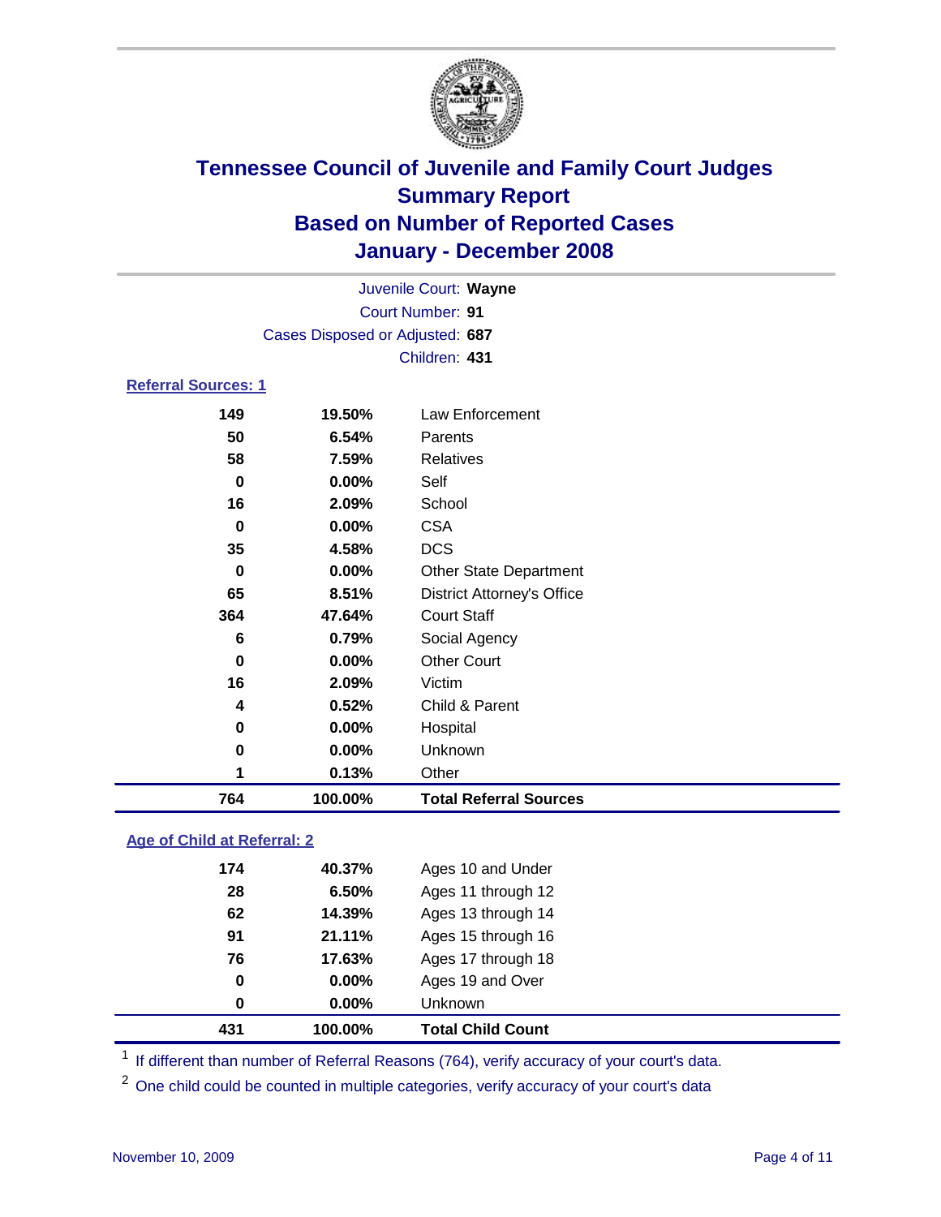# Tennessee Council of Juvenile and Family Court Judges
## Summary Report
## Based on Number of Reported Cases
## January - December 2008

Juvenile Court: **Wayne**
Court Number: **91**
Cases Disposed or Adjusted: **687**
Children: **431**

### Referral Sources: 1

| | | |
|---|---|---|
| 149 | 19.50% | Law Enforcement |
| 50 | 6.54% | Parents |
| 58 | 7.59% | Relatives |
| 0 | 0.00% | Self |
| 16 | 2.09% | School |
| 0 | 0.00% | CSA |
| 35 | 4.58% | DCS |
| 0 | 0.00% | Other State Department |
| 65 | 8.51% | District Attorney's Office |
| 364 | 47.64% | Court Staff |
| 6 | 0.79% | Social Agency |
| 0 | 0.00% | Other Court |
| 16 | 2.09% | Victim |
| 4 | 0.52% | Child & Parent |
| 0 | 0.00% | Hospital |
| 0 | 0.00% | Unknown |
| 1 | 0.13% | Other |
| **764** | **100.00%** | **Total Referral Sources** |

### Age of Child at Referral: 2

| | | |
|---|---|---|
| 174 | 40.37% | Ages 10 and Under |
| 28 | 6.50% | Ages 11 through 12 |
| 62 | 14.39% | Ages 13 through 14 |
| 91 | 21.11% | Ages 15 through 16 |
| 76 | 17.63% | Ages 17 through 18 |
| 0 | 0.00% | Ages 19 and Over |
| 0 | 0.00% | Unknown |
| **431** | **100.00%** | **Total Child Count** |

[1] If different than number of Referral Reasons (764), verify accuracy of your court's data.

[2] One child could be counted in multiple categories, verify accuracy of your court's data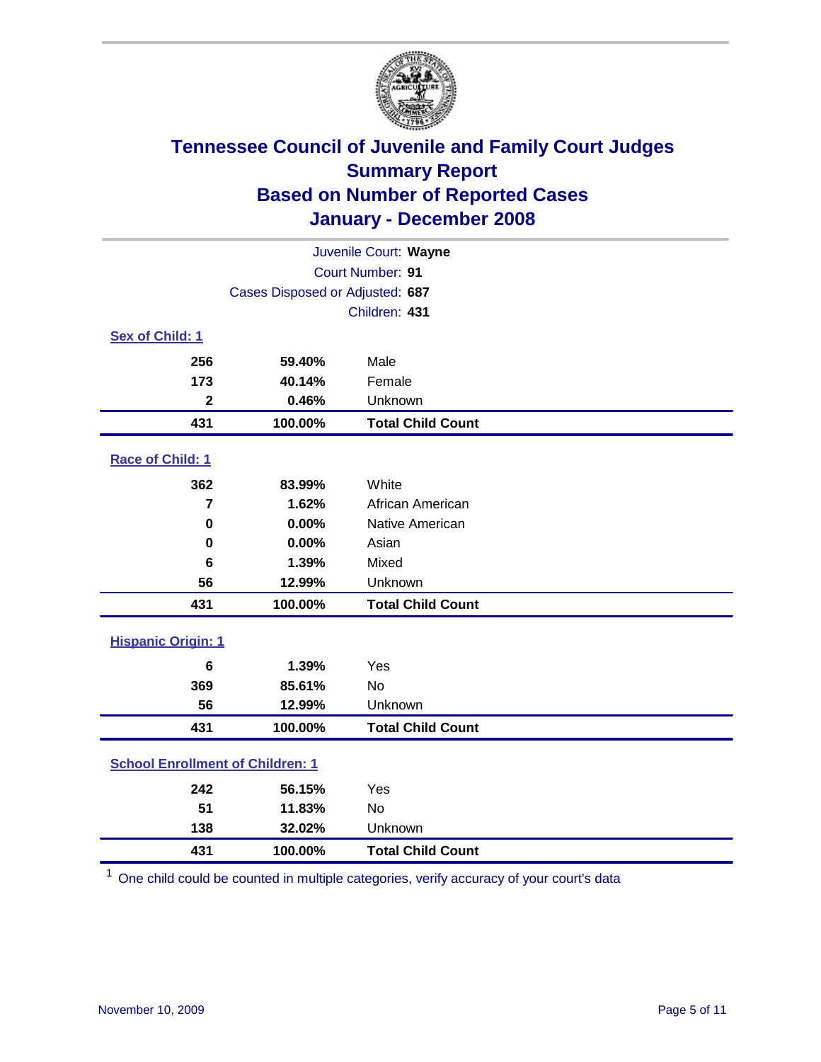# Tennessee Council of Juvenile and Family Court Judges
## Summary Report
## Based on Number of Reported Cases
## January - December 2008

Juvenile Court: **Wayne**
Court Number: **91**
Cases Disposed or Adjusted: **687**
Children: **431**

### Sex of Child: 1

| | | |
|---|---|---|
| **256** | **59.40%** | Male |
| **173** | **40.14%** | Female |
| **2** | **0.46%** | Unknown |
| **431** | **100.00%** | **Total Child Count** |

### Race of Child: 1

| | | |
|---|---|---|
| **362** | **83.99%** | White |
| **7** | **1.62%** | African American |
| **0** | **0.00%** | Native American |
| **0** | **0.00%** | Asian |
| **6** | **1.39%** | Mixed |
| **56** | **12.99%** | Unknown |
| **431** | **100.00%** | **Total Child Count** |

### Hispanic Origin: 1

| | | |
|---|---|---|
| **6** | **1.39%** | Yes |
| **369** | **85.61%** | No |
| **56** | **12.99%** | Unknown |
| **431** | **100.00%** | **Total Child Count** |

### School Enrollment of Children: 1

| | | |
|---|---|---|
| **242** | **56.15%** | Yes |
| **51** | **11.83%** | No |
| **138** | **32.02%** | Unknown |
| **431** | **100.00%** | **Total Child Count** |

[1] One child could be counted in multiple categories, verify accuracy of your court's data

November 10, 2009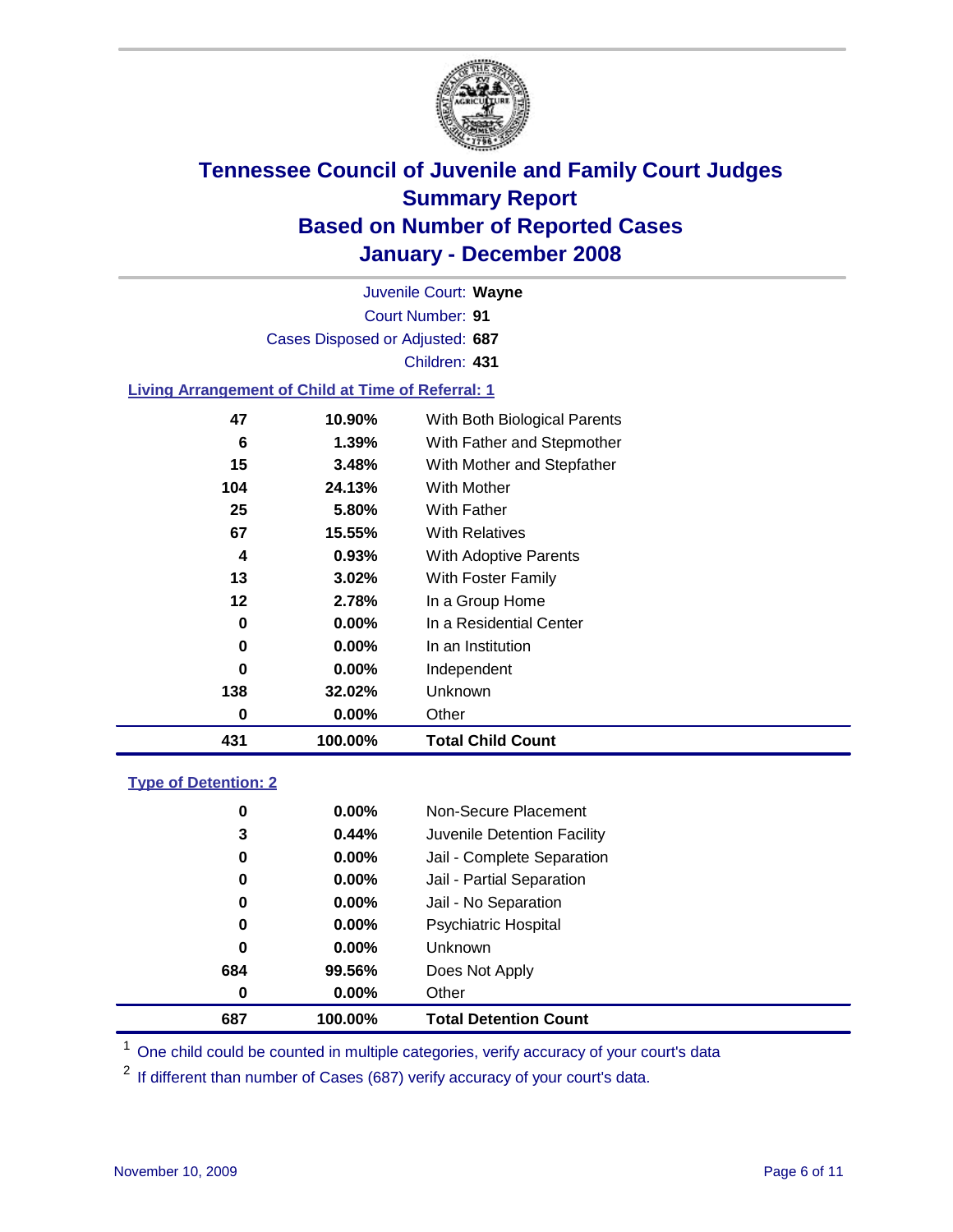# Tennessee Council of Juvenile and Family Court Judges
## Summary Report
## Based on Number of Reported Cases
## January - December 2008

Juvenile Court: **Wayne**

Court Number: **91**

Cases Disposed or Adjusted: **687**

Children: **431**

### Living Arrangement of Child at Time of Referral: 1

| | | |
|---|---|---|
| 47 | 10.90% | With Both Biological Parents |
| 6 | 1.39% | With Father and Stepmother |
| 15 | 3.48% | With Mother and Stepfather |
| 104 | 24.13% | With Mother |
| 25 | 5.80% | With Father |
| 67 | 15.55% | With Relatives |
| 4 | 0.93% | With Adoptive Parents |
| 13 | 3.02% | With Foster Family |
| 12 | 2.78% | In a Group Home |
| 0 | 0.00% | In a Residential Center |
| 0 | 0.00% | In an Institution |
| 0 | 0.00% | Independent |
| 138 | 32.02% | Unknown |
| 0 | 0.00% | Other |
| **431** | **100.00%** | **Total Child Count** |

### Type of Detention: 2

| | | |
|---|---|---|
| 0 | 0.00% | Non-Secure Placement |
| 3 | 0.44% | Juvenile Detention Facility |
| 0 | 0.00% | Jail - Complete Separation |
| 0 | 0.00% | Jail - Partial Separation |
| 0 | 0.00% | Jail - No Separation |
| 0 | 0.00% | Psychiatric Hospital |
| 0 | 0.00% | Unknown |
| 684 | 99.56% | Does Not Apply |
| 0 | 0.00% | Other |
| **687** | **100.00%** | **Total Detention Count** |

[1] One child could be counted in multiple categories, verify accuracy of your court's data

[2] If different than number of Cases (687) verify accuracy of your court's data.

November 10, 2009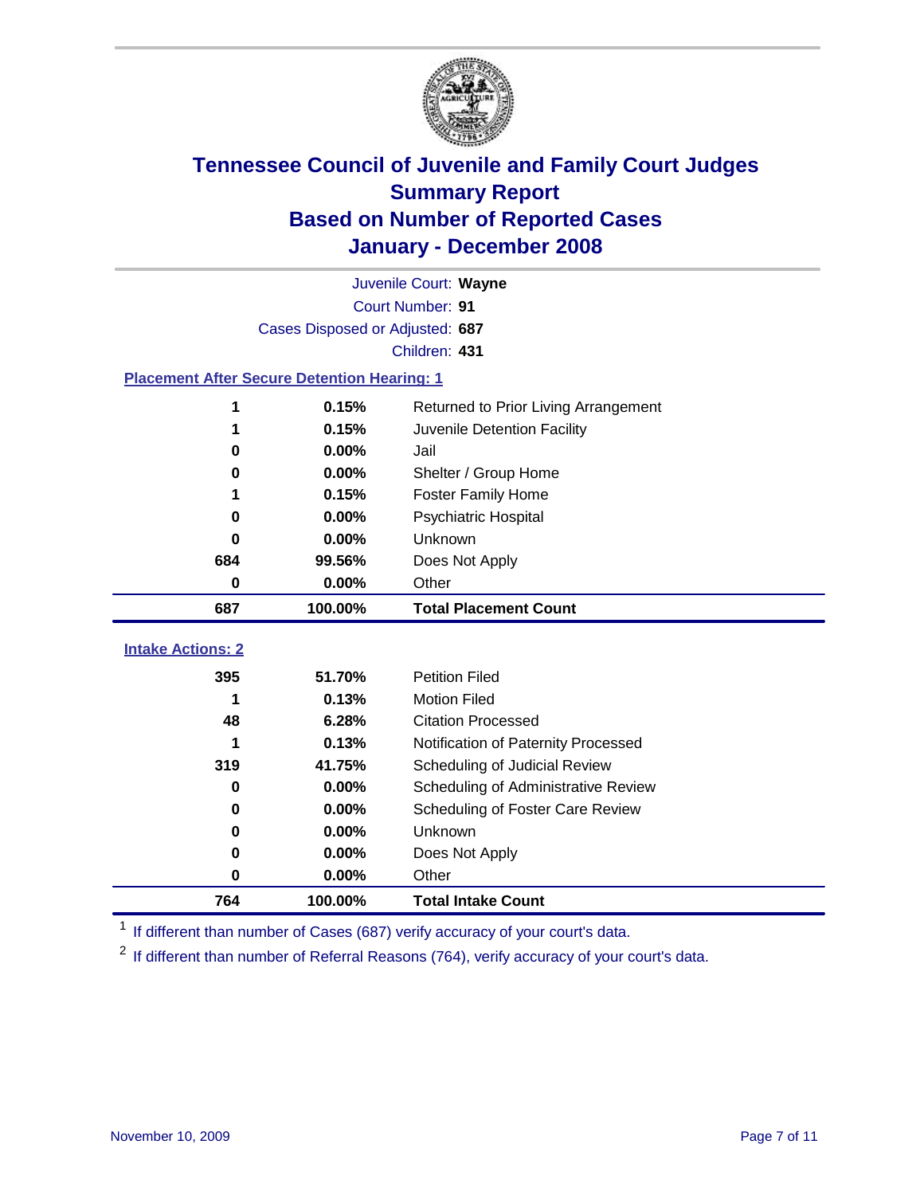# Tennessee Council of Juvenile and Family Court Judges
## Summary Report
## Based on Number of Reported Cases
## January - December 2008

Juvenile Court: **Wayne**
Court Number: **91**
Cases Disposed or Adjusted: **687**
Children: **431**

### Placement After Secure Detention Hearing: 1

| Count | Percent | Placement |
|---|---|---|
| 1 | 0.15% | Returned to Prior Living Arrangement |
| 1 | 0.15% | Juvenile Detention Facility |
| 0 | 0.00% | Jail |
| 0 | 0.00% | Shelter / Group Home |
| 1 | 0.15% | Foster Family Home |
| 0 | 0.00% | Psychiatric Hospital |
| 0 | 0.00% | Unknown |
| 684 | 99.56% | Does Not Apply |
| 0 | 0.00% | Other |
| **687** | **100.00%** | **Total Placement Count** |

### Intake Actions: 2

| Count | Percent | Intake Action |
|---|---|---|
| 395 | 51.70% | Petition Filed |
| 1 | 0.13% | Motion Filed |
| 48 | 6.28% | Citation Processed |
| 1 | 0.13% | Notification of Paternity Processed |
| 319 | 41.75% | Scheduling of Judicial Review |
| 0 | 0.00% | Scheduling of Administrative Review |
| 0 | 0.00% | Scheduling of Foster Care Review |
| 0 | 0.00% | Unknown |
| 0 | 0.00% | Does Not Apply |
| 0 | 0.00% | Other |
| **764** | **100.00%** | **Total Intake Count** |

[1] If different than number of Cases (687) verify accuracy of your court's data.

[2] If different than number of Referral Reasons (764), verify accuracy of your court's data.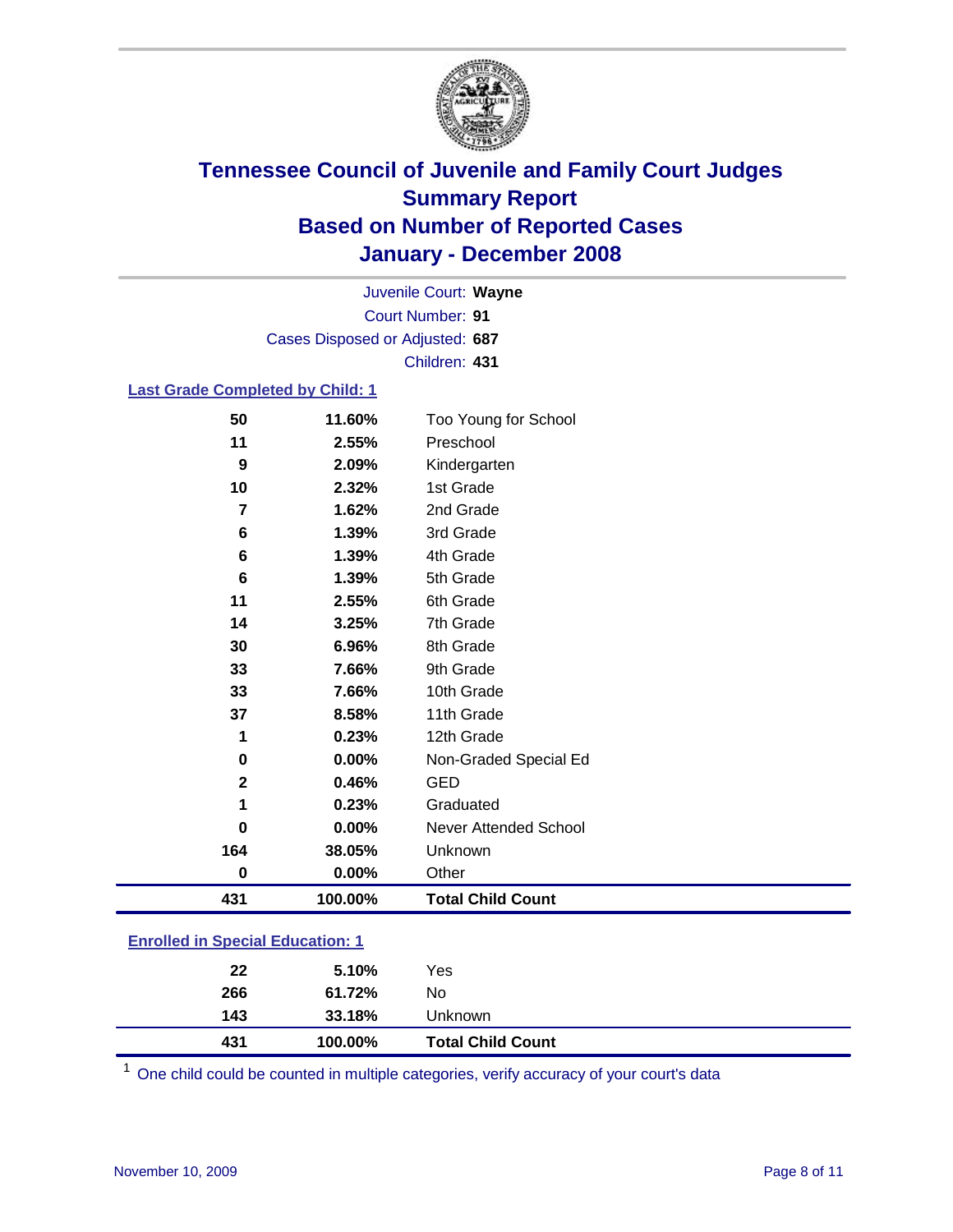# Tennessee Council of Juvenile and Family Court Judges
## Summary Report
## Based on Number of Reported Cases
## January - December 2008

Juvenile Court: **Wayne**
Court Number: **91**
Cases Disposed or Adjusted: **687**
Children: **431**

### Last Grade Completed by Child: 1

| Count | Percent | Category |
|---|---|---|
| 50 | 11.60% | Too Young for School |
| 11 | 2.55% | Preschool |
| 9 | 2.09% | Kindergarten |
| 10 | 2.32% | 1st Grade |
| 7 | 1.62% | 2nd Grade |
| 6 | 1.39% | 3rd Grade |
| 6 | 1.39% | 4th Grade |
| 6 | 1.39% | 5th Grade |
| 11 | 2.55% | 6th Grade |
| 14 | 3.25% | 7th Grade |
| 30 | 6.96% | 8th Grade |
| 33 | 7.66% | 9th Grade |
| 33 | 7.66% | 10th Grade |
| 37 | 8.58% | 11th Grade |
| 1 | 0.23% | 12th Grade |
| 0 | 0.00% | Non-Graded Special Ed |
| 2 | 0.46% | GED |
| 1 | 0.23% | Graduated |
| 0 | 0.00% | Never Attended School |
| 164 | 38.05% | Unknown |
| 0 | 0.00% | Other |
| **431** | **100.00%** | **Total Child Count** |

### Enrolled in Special Education: 1

| Count | Percent | Category |
|---|---|---|
| 22 | 5.10% | Yes |
| 266 | 61.72% | No |
| 143 | 33.18% | Unknown |
| **431** | **100.00%** | **Total Child Count** |

[1] One child could be counted in multiple categories, verify accuracy of your court's data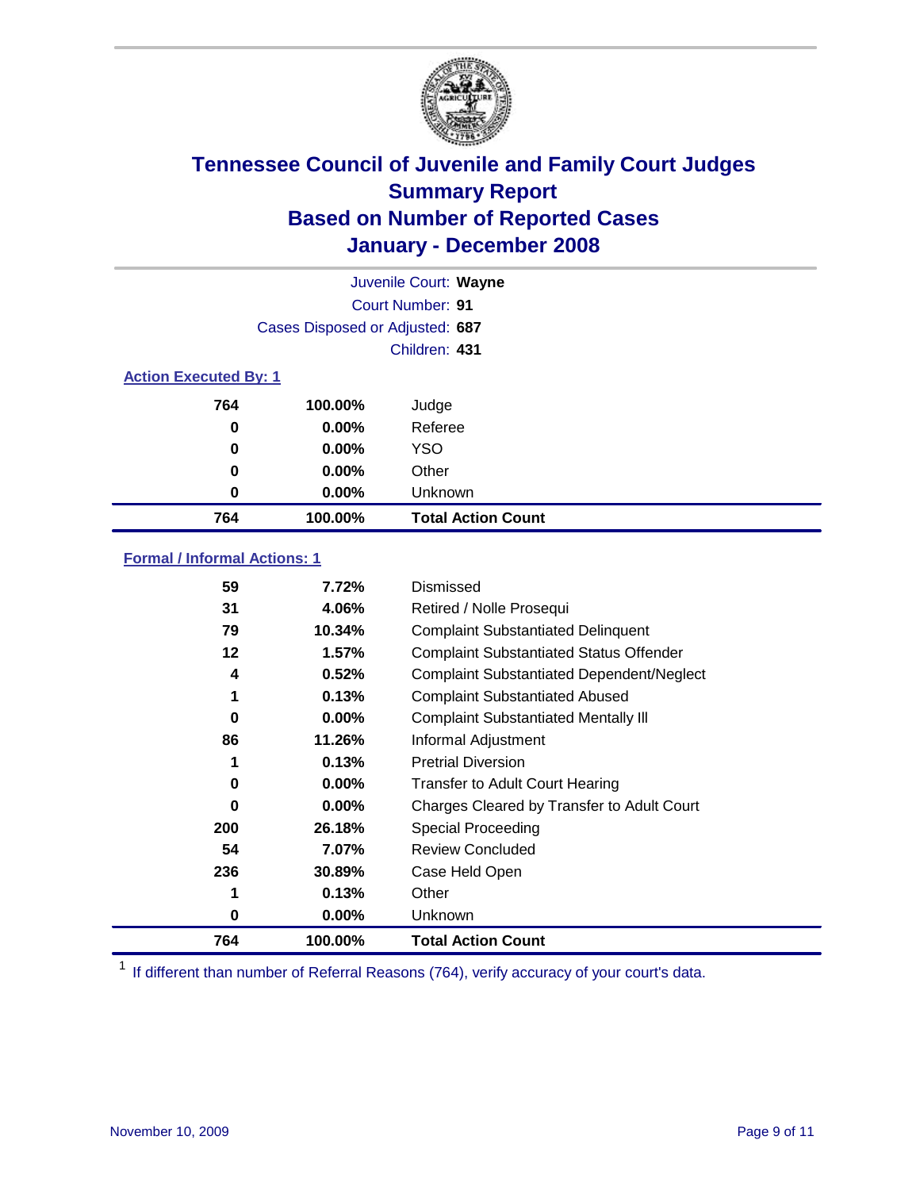# Tennessee Council of Juvenile and Family Court Judges
## Summary Report
## Based on Number of Reported Cases
## January - December 2008

Juvenile Court: **Wayne**
Court Number: **91**
Cases Disposed or Adjusted: **687**
Children: **431**

### Action Executed By: 1

| | | |
|---|---|---|
| 764 | 100.00% | Judge |
| 0 | 0.00% | Referee |
| 0 | 0.00% | YSO |
| 0 | 0.00% | Other |
| 0 | 0.00% | Unknown |
| **764** | **100.00%** | **Total Action Count** |

### Formal / Informal Actions: 1

| | | |
|---|---|---|
| 59 | 7.72% | Dismissed |
| 31 | 4.06% | Retired / Nolle Prosequi |
| 79 | 10.34% | Complaint Substantiated Delinquent |
| 12 | 1.57% | Complaint Substantiated Status Offender |
| 4 | 0.52% | Complaint Substantiated Dependent/Neglect |
| 1 | 0.13% | Complaint Substantiated Abused |
| 0 | 0.00% | Complaint Substantiated Mentally Ill |
| 86 | 11.26% | Informal Adjustment |
| 1 | 0.13% | Pretrial Diversion |
| 0 | 0.00% | Transfer to Adult Court Hearing |
| 0 | 0.00% | Charges Cleared by Transfer to Adult Court |
| 200 | 26.18% | Special Proceeding |
| 54 | 7.07% | Review Concluded |
| 236 | 30.89% | Case Held Open |
| 1 | 0.13% | Other |
| 0 | 0.00% | Unknown |
| **764** | **100.00%** | **Total Action Count** |

[1] If different than number of Referral Reasons (764), verify accuracy of your court's data.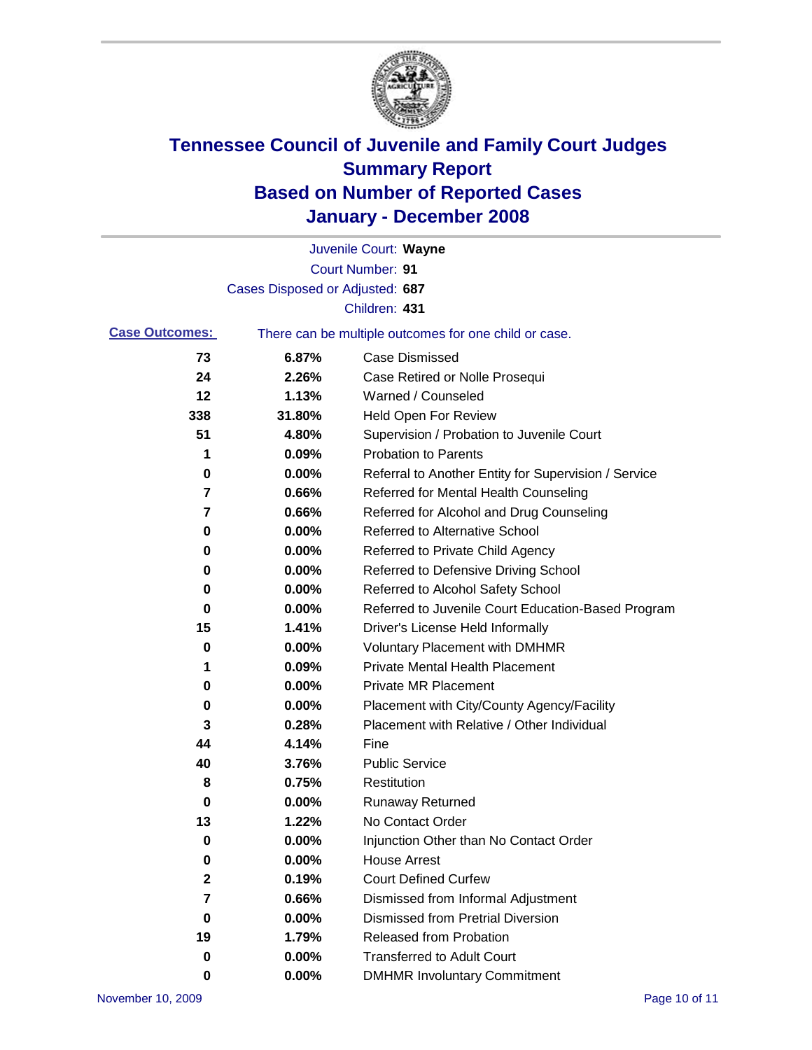# Tennessee Council of Juvenile and Family Court Judges
## Summary Report
## Based on Number of Reported Cases
## January - December 2008

Juvenile Court: **Wayne**
Court Number: **91**
Cases Disposed or Adjusted: **687**
Children: **431**

**Case Outcomes:** There can be multiple outcomes for one child or case.

| Count | Percent | Outcome |
|---|---|---|
| 73 | 6.87% | Case Dismissed |
| 24 | 2.26% | Case Retired or Nolle Prosequi |
| 12 | 1.13% | Warned / Counseled |
| 338 | 31.80% | Held Open For Review |
| 51 | 4.80% | Supervision / Probation to Juvenile Court |
| 1 | 0.09% | Probation to Parents |
| 0 | 0.00% | Referral to Another Entity for Supervision / Service |
| 7 | 0.66% | Referred for Mental Health Counseling |
| 7 | 0.66% | Referred for Alcohol and Drug Counseling |
| 0 | 0.00% | Referred to Alternative School |
| 0 | 0.00% | Referred to Private Child Agency |
| 0 | 0.00% | Referred to Defensive Driving School |
| 0 | 0.00% | Referred to Alcohol Safety School |
| 0 | 0.00% | Referred to Juvenile Court Education-Based Program |
| 15 | 1.41% | Driver's License Held Informally |
| 0 | 0.00% | Voluntary Placement with DMHMR |
| 1 | 0.09% | Private Mental Health Placement |
| 0 | 0.00% | Private MR Placement |
| 0 | 0.00% | Placement with City/County Agency/Facility |
| 3 | 0.28% | Placement with Relative / Other Individual |
| 44 | 4.14% | Fine |
| 40 | 3.76% | Public Service |
| 8 | 0.75% | Restitution |
| 0 | 0.00% | Runaway Returned |
| 13 | 1.22% | No Contact Order |
| 0 | 0.00% | Injunction Other than No Contact Order |
| 0 | 0.00% | House Arrest |
| 2 | 0.19% | Court Defined Curfew |
| 7 | 0.66% | Dismissed from Informal Adjustment |
| 0 | 0.00% | Dismissed from Pretrial Diversion |
| 19 | 1.79% | Released from Probation |
| 0 | 0.00% | Transferred to Adult Court |
| 0 | 0.00% | DMHMR Involuntary Commitment |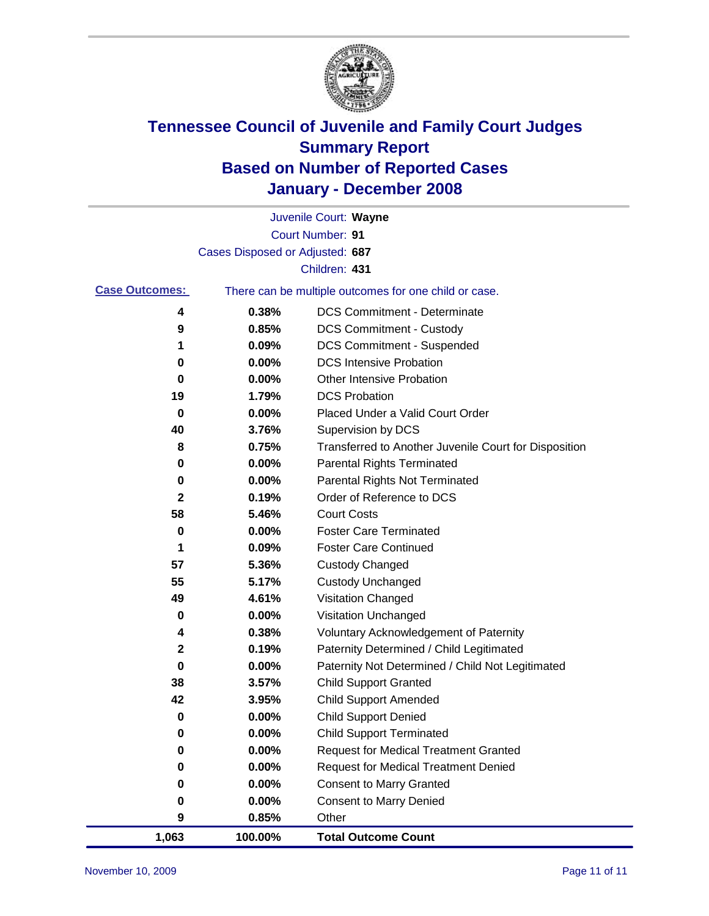# Tennessee Council of Juvenile and Family Court Judges
# Summary Report
# Based on Number of Reported Cases
# January - December 2008

Juvenile Court: **Wayne**

Court Number: **91**

Cases Disposed or Adjusted: **687**

Children: **431**

**Case Outcomes:** There can be multiple outcomes for one child or case.

| | | |
|---|---|---|
| 4 | 0.38% | DCS Commitment - Determinate |
| 9 | 0.85% | DCS Commitment - Custody |
| 1 | 0.09% | DCS Commitment - Suspended |
| 0 | 0.00% | DCS Intensive Probation |
| 0 | 0.00% | Other Intensive Probation |
| 19 | 1.79% | DCS Probation |
| 0 | 0.00% | Placed Under a Valid Court Order |
| 40 | 3.76% | Supervision by DCS |
| 8 | 0.75% | Transferred to Another Juvenile Court for Disposition |
| 0 | 0.00% | Parental Rights Terminated |
| 0 | 0.00% | Parental Rights Not Terminated |
| 2 | 0.19% | Order of Reference to DCS |
| 58 | 5.46% | Court Costs |
| 0 | 0.00% | Foster Care Terminated |
| 1 | 0.09% | Foster Care Continued |
| 57 | 5.36% | Custody Changed |
| 55 | 5.17% | Custody Unchanged |
| 49 | 4.61% | Visitation Changed |
| 0 | 0.00% | Visitation Unchanged |
| 4 | 0.38% | Voluntary Acknowledgement of Paternity |
| 2 | 0.19% | Paternity Determined / Child Legitimated |
| 0 | 0.00% | Paternity Not Determined / Child Not Legitimated |
| 38 | 3.57% | Child Support Granted |
| 42 | 3.95% | Child Support Amended |
| 0 | 0.00% | Child Support Denied |
| 0 | 0.00% | Child Support Terminated |
| 0 | 0.00% | Request for Medical Treatment Granted |
| 0 | 0.00% | Request for Medical Treatment Denied |
| 0 | 0.00% | Consent to Marry Granted |
| 0 | 0.00% | Consent to Marry Denied |
| 9 | 0.85% | Other |
| **1,063** | **100.00%** | **Total Outcome Count** |

November 10, 2009